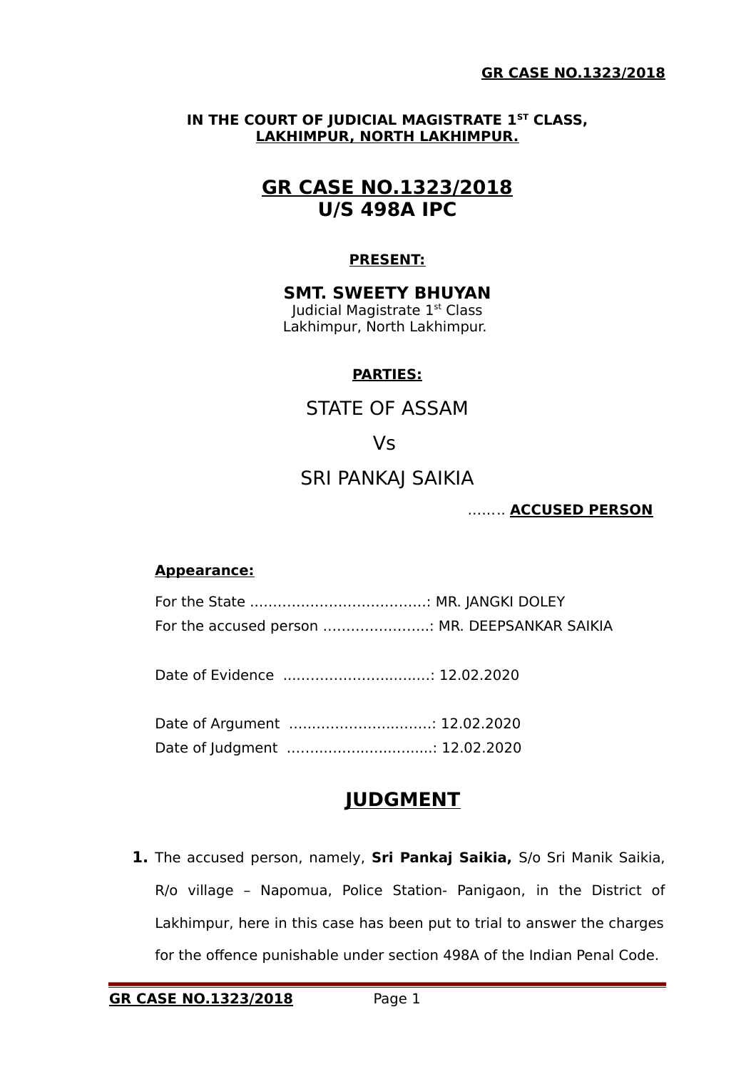**IN THE COURT OF JUDICIAL MAGISTRATE 1ST CLASS,**
**LAKHIMPUR, NORTH LAKHIMPUR.**

# GR CASE NO.1323/2018
# U/S 498A IPC

**PRESENT:**

**SMT. SWEETY BHUYAN**
Judicial Magistrate 1st Class
Lakhimpur, North Lakhimpur.

**PARTIES:**

STATE OF ASSAM

Vs

SRI PANKAJ SAIKIA

…….. **ACCUSED PERSON**

**Appearance:**

For the State ………………………………..: MR. JANGKI DOLEY
For the accused person …………………..: MR. DEEPSANKAR SAIKIA

Date of Evidence ……………………….....: 12.02.2020

Date of Argument ………………………….: 12.02.2020
Date of Judgment ……………………….....: 12.02.2020

## JUDGMENT

**1.** The accused person, namely, **Sri Pankaj Saikia,** S/o Sri Manik Saikia, R/o village – Napomua, Police Station- Panigaon, in the District of Lakhimpur, here in this case has been put to trial to answer the charges for the offence punishable under section 498A of the Indian Penal Code.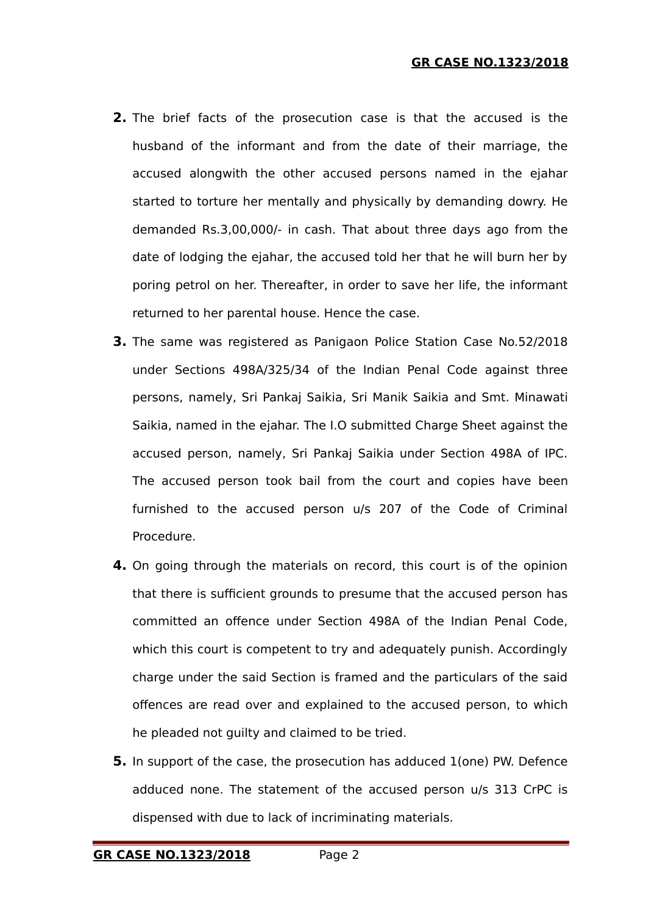**2.** The brief facts of the prosecution case is that the accused is the husband of the informant and from the date of their marriage, the accused alongwith the other accused persons named in the ejahar started to torture her mentally and physically by demanding dowry. He demanded Rs.3,00,000/- in cash. That about three days ago from the date of lodging the ejahar, the accused told her that he will burn her by poring petrol on her. Thereafter, in order to save her life, the informant returned to her parental house. Hence the case.

**3.** The same was registered as Panigaon Police Station Case No.52/2018 under Sections 498A/325/34 of the Indian Penal Code against three persons, namely, Sri Pankaj Saikia, Sri Manik Saikia and Smt. Minawati Saikia, named in the ejahar. The I.O submitted Charge Sheet against the accused person, namely, Sri Pankaj Saikia under Section 498A of IPC. The accused person took bail from the court and copies have been furnished to the accused person u/s 207 of the Code of Criminal Procedure.

**4.** On going through the materials on record, this court is of the opinion that there is sufficient grounds to presume that the accused person has committed an offence under Section 498A of the Indian Penal Code, which this court is competent to try and adequately punish. Accordingly charge under the said Section is framed and the particulars of the said offences are read over and explained to the accused person, to which he pleaded not guilty and claimed to be tried.

**5.** In support of the case, the prosecution has adduced 1(one) PW. Defence adduced none. The statement of the accused person u/s 313 CrPC is dispensed with due to lack of incriminating materials.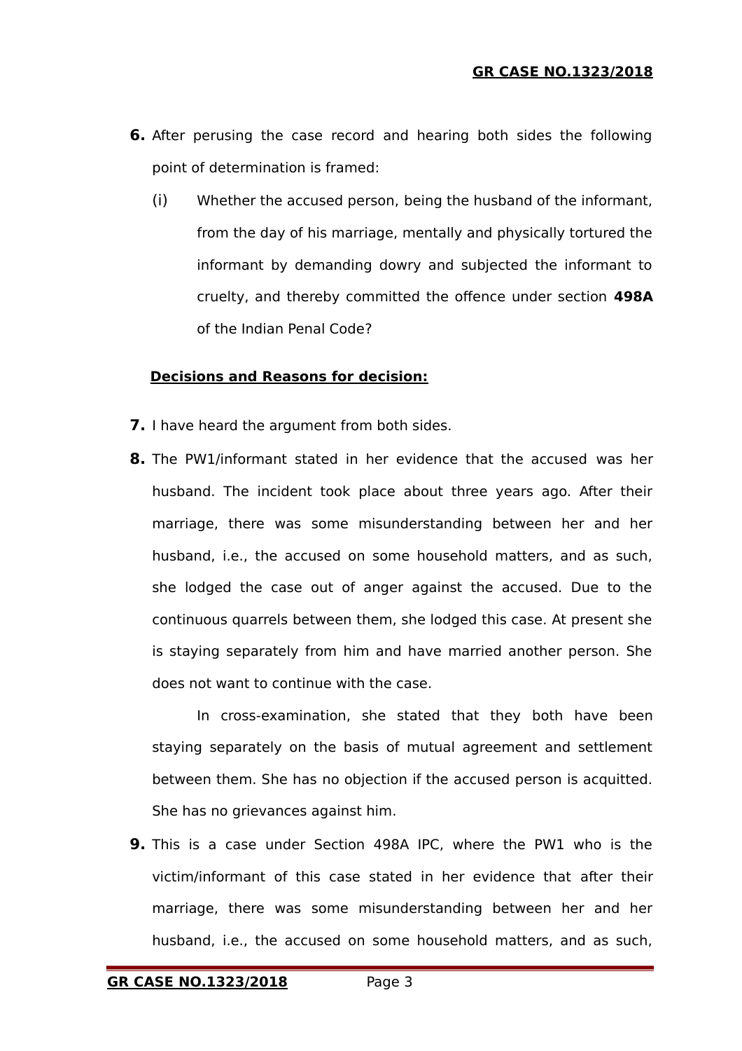**6.** After perusing the case record and hearing both sides the following point of determination is framed:

(i) Whether the accused person, being the husband of the informant, from the day of his marriage, mentally and physically tortured the informant by demanding dowry and subjected the informant to cruelty, and thereby committed the offence under section **498A** of the Indian Penal Code?

**Decisions and Reasons for decision:**

**7.** I have heard the argument from both sides.

**8.** The PW1/informant stated in her evidence that the accused was her husband. The incident took place about three years ago. After their marriage, there was some misunderstanding between her and her husband, i.e., the accused on some household matters, and as such, she lodged the case out of anger against the accused. Due to the continuous quarrels between them, she lodged this case. At present she is staying separately from him and have married another person. She does not want to continue with the case.

In cross-examination, she stated that they both have been staying separately on the basis of mutual agreement and settlement between them. She has no objection if the accused person is acquitted. She has no grievances against him.

**9.** This is a case under Section 498A IPC, where the PW1 who is the victim/informant of this case stated in her evidence that after their marriage, there was some misunderstanding between her and her husband, i.e., the accused on some household matters, and as such,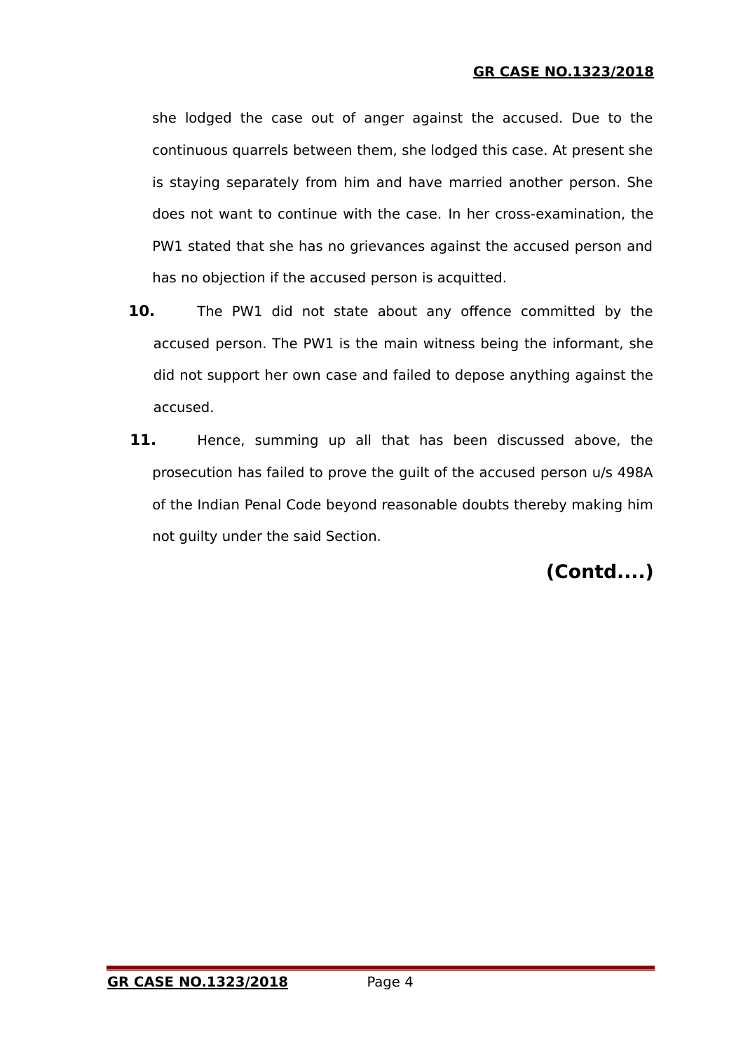she lodged the case out of anger against the accused. Due to the continuous quarrels between them, she lodged this case. At present she is staying separately from him and have married another person. She does not want to continue with the case. In her cross-examination, the PW1 stated that she has no grievances against the accused person and has no objection if the accused person is acquitted.

**10.** The PW1 did not state about any offence committed by the accused person. The PW1 is the main witness being the informant, she did not support her own case and failed to depose anything against the accused.

**11.** Hence, summing up all that has been discussed above, the prosecution has failed to prove the guilt of the accused person u/s 498A of the Indian Penal Code beyond reasonable doubts thereby making him not guilty under the said Section.

**(Contd....)**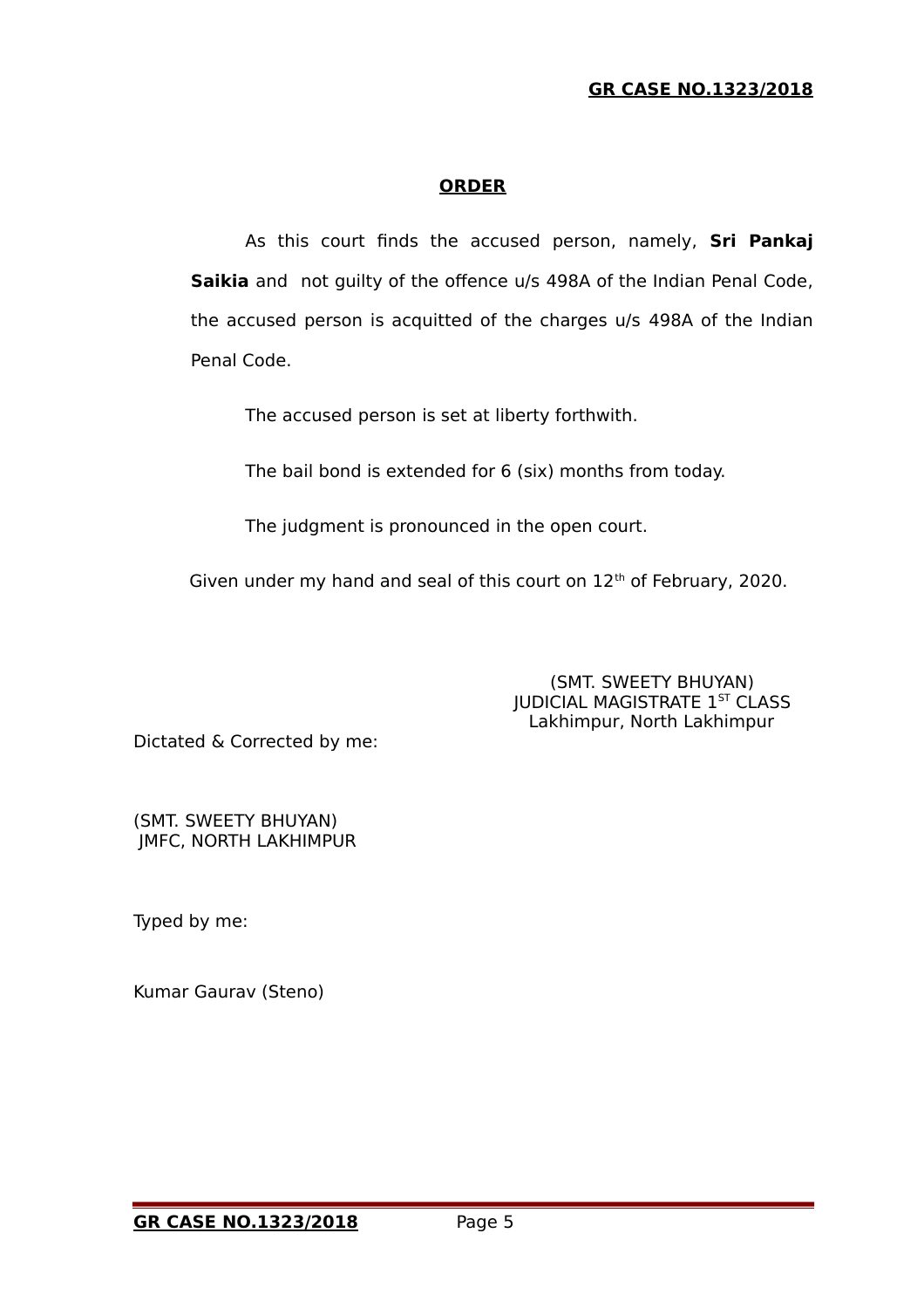## ORDER

As this court finds the accused person, namely, **Sri Pankaj Saikia** and not guilty of the offence u/s 498A of the Indian Penal Code, the accused person is acquitted of the charges u/s 498A of the Indian Penal Code.

The accused person is set at liberty forthwith.

The bail bond is extended for 6 (six) months from today.

The judgment is pronounced in the open court.

Given under my hand and seal of this court on 12th of February, 2020.

(SMT. SWEETY BHUYAN)
JUDICIAL MAGISTRATE 1ST CLASS
Lakhimpur, North Lakhimpur

Dictated & Corrected by me:

(SMT. SWEETY BHUYAN)
JMFC, NORTH LAKHIMPUR

Typed by me:

Kumar Gaurav (Steno)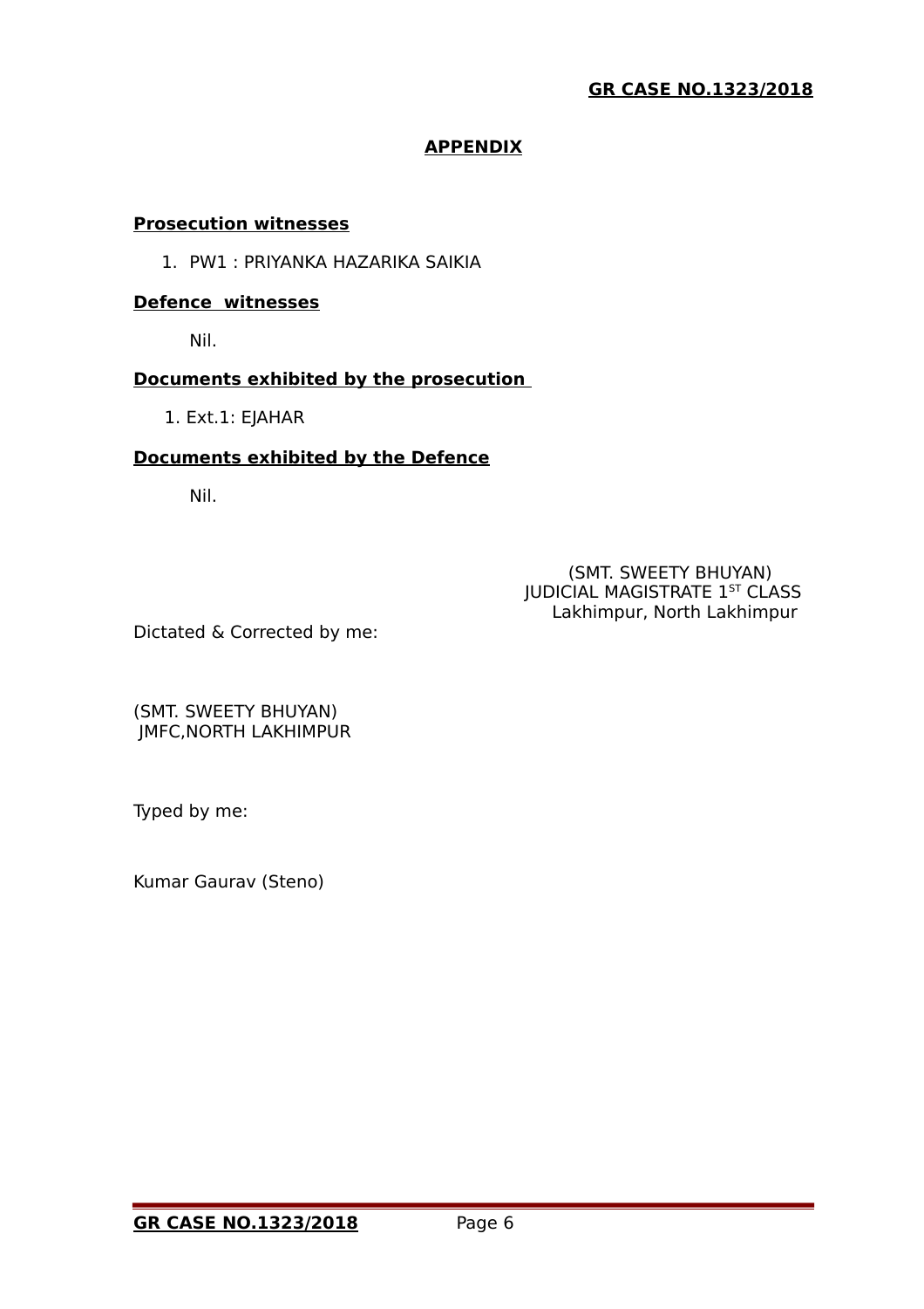## APPENDIX

**Prosecution witnesses**

1. PW1 : PRIYANKA HAZARIKA SAIKIA

**Defence witnesses**

Nil.

**Documents exhibited by the prosecution**

1. Ext.1: EJAHAR

**Documents exhibited by the Defence**

Nil.

(SMT. SWEETY BHUYAN)
JUDICIAL MAGISTRATE 1ST CLASS
Lakhimpur, North Lakhimpur

Dictated & Corrected by me:

(SMT. SWEETY BHUYAN)
JMFC,NORTH LAKHIMPUR

Typed by me:

Kumar Gaurav (Steno)